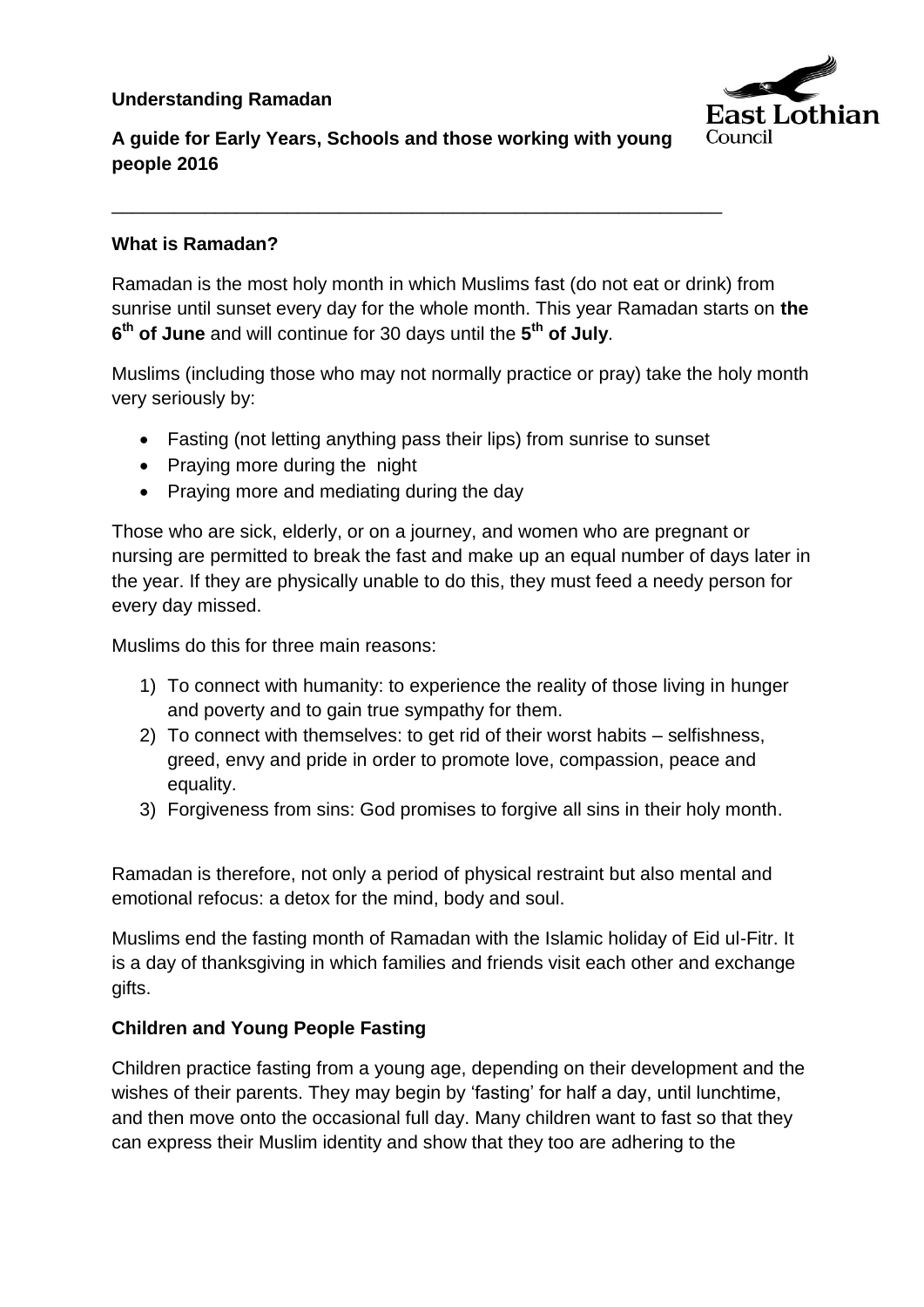**Understanding Ramadan**

**A guide for Early Years, Schools and those working with young people 2016**

---

**What is Ramadan?**

Ramadan is the most holy month in which Muslims fast (do not eat or drink) from sunrise until sunset every day for the whole month. This year Ramadan starts on **the 6th of June** and will continue for 30 days until the **5th of July**.

Muslims (including those who may not normally practice or pray) take the holy month very seriously by:

- Fasting (not letting anything pass their lips) from sunrise to sunset
- Praying more during the night
- Praying more and mediating during the day

Those who are sick, elderly, or on a journey, and women who are pregnant or nursing are permitted to break the fast and make up an equal number of days later in the year. If they are physically unable to do this, they must feed a needy person for every day missed.

Muslims do this for three main reasons:

1) To connect with humanity: to experience the reality of those living in hunger and poverty and to gain true sympathy for them.
2) To connect with themselves: to get rid of their worst habits – selfishness, greed, envy and pride in order to promote love, compassion, peace and equality.
3) Forgiveness from sins: God promises to forgive all sins in their holy month.

Ramadan is therefore, not only a period of physical restraint but also mental and emotional refocus: a detox for the mind, body and soul.

Muslims end the fasting month of Ramadan with the Islamic holiday of Eid ul-Fitr. It is a day of thanksgiving in which families and friends visit each other and exchange gifts.

**Children and Young People Fasting**

Children practice fasting from a young age, depending on their development and the wishes of their parents. They may begin by 'fasting' for half a day, until lunchtime, and then move onto the occasional full day. Many children want to fast so that they can express their Muslim identity and show that they too are adhering to the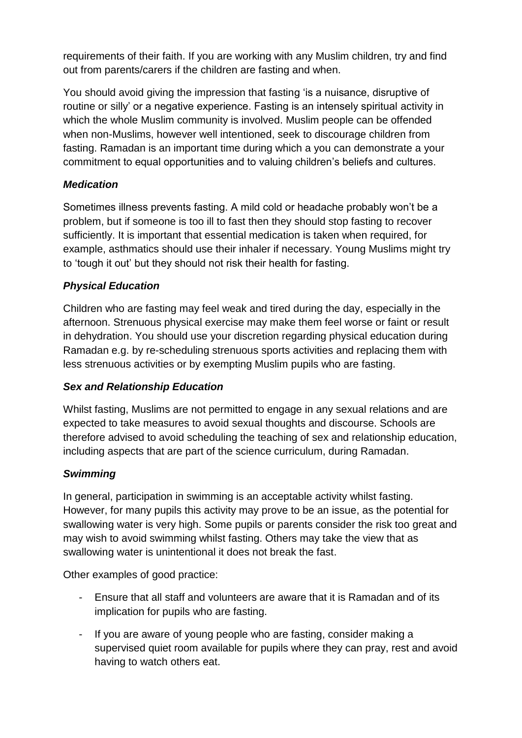requirements of their faith. If you are working with any Muslim children, try and find out from parents/carers if the children are fasting and when.

You should avoid giving the impression that fasting 'is a nuisance, disruptive of routine or silly' or a negative experience. Fasting is an intensely spiritual activity in which the whole Muslim community is involved. Muslim people can be offended when non-Muslims, however well intentioned, seek to discourage children from fasting. Ramadan is an important time during which a you can demonstrate a your commitment to equal opportunities and to valuing children's beliefs and cultures.

***Medication***

Sometimes illness prevents fasting. A mild cold or headache probably won't be a problem, but if someone is too ill to fast then they should stop fasting to recover sufficiently. It is important that essential medication is taken when required, for example, asthmatics should use their inhaler if necessary. Young Muslims might try to 'tough it out' but they should not risk their health for fasting.

***Physical Education***

Children who are fasting may feel weak and tired during the day, especially in the afternoon. Strenuous physical exercise may make them feel worse or faint or result in dehydration. You should use your discretion regarding physical education during Ramadan e.g. by re-scheduling strenuous sports activities and replacing them with less strenuous activities or by exempting Muslim pupils who are fasting.

***Sex and Relationship Education***

Whilst fasting, Muslims are not permitted to engage in any sexual relations and are expected to take measures to avoid sexual thoughts and discourse. Schools are therefore advised to avoid scheduling the teaching of sex and relationship education, including aspects that are part of the science curriculum, during Ramadan.

***Swimming***

In general, participation in swimming is an acceptable activity whilst fasting. However, for many pupils this activity may prove to be an issue, as the potential for swallowing water is very high. Some pupils or parents consider the risk too great and may wish to avoid swimming whilst fasting. Others may take the view that as swallowing water is unintentional it does not break the fast.

Other examples of good practice:

- Ensure that all staff and volunteers are aware that it is Ramadan and of its implication for pupils who are fasting.
- If you are aware of young people who are fasting, consider making a supervised quiet room available for pupils where they can pray, rest and avoid having to watch others eat.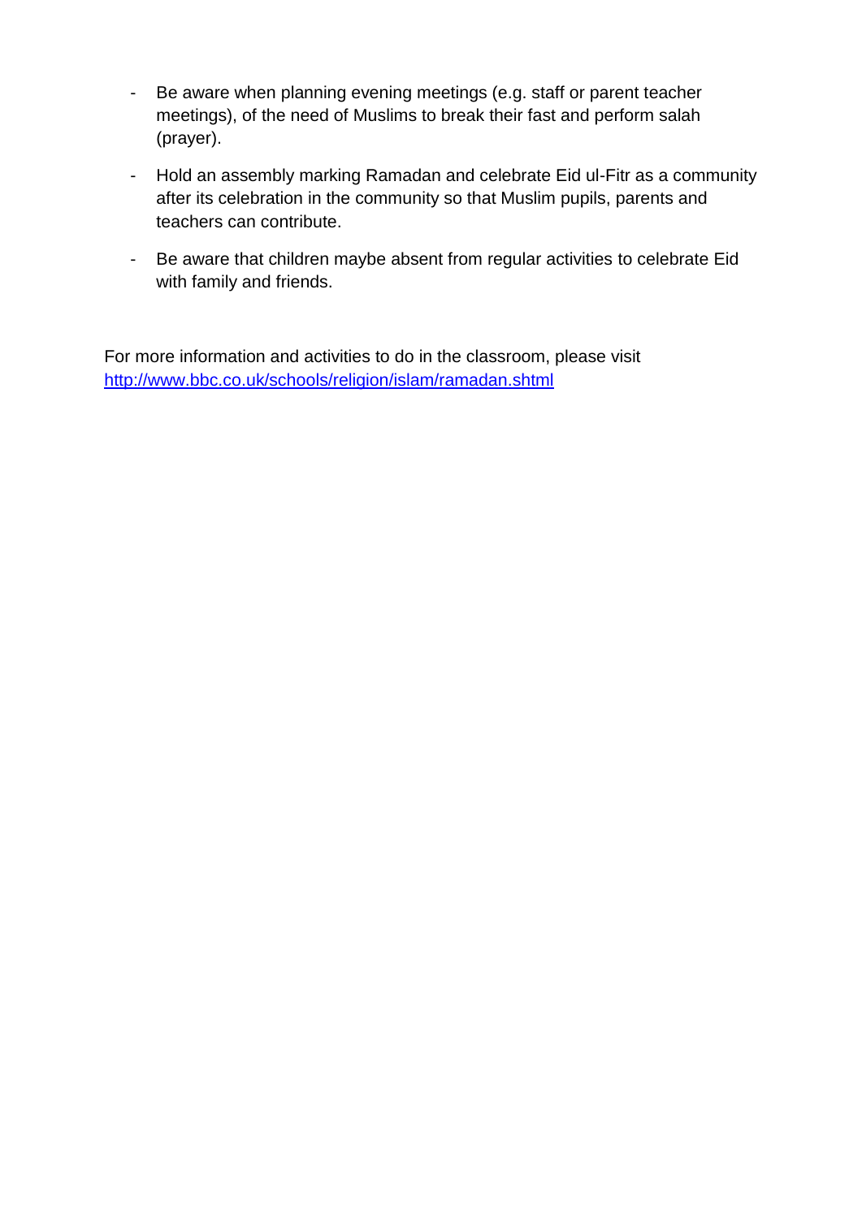- Be aware when planning evening meetings (e.g. staff or parent teacher meetings), of the need of Muslims to break their fast and perform salah (prayer).
- Hold an assembly marking Ramadan and celebrate Eid ul-Fitr as a community after its celebration in the community so that Muslim pupils, parents and teachers can contribute.
- Be aware that children maybe absent from regular activities to celebrate Eid with family and friends.

For more information and activities to do in the classroom, please visit [http://www.bbc.co.uk/schools/religion/islam/ramadan.shtml](http://www.bbc.co.uk/schools/religion/islam/ramadan.shtml)